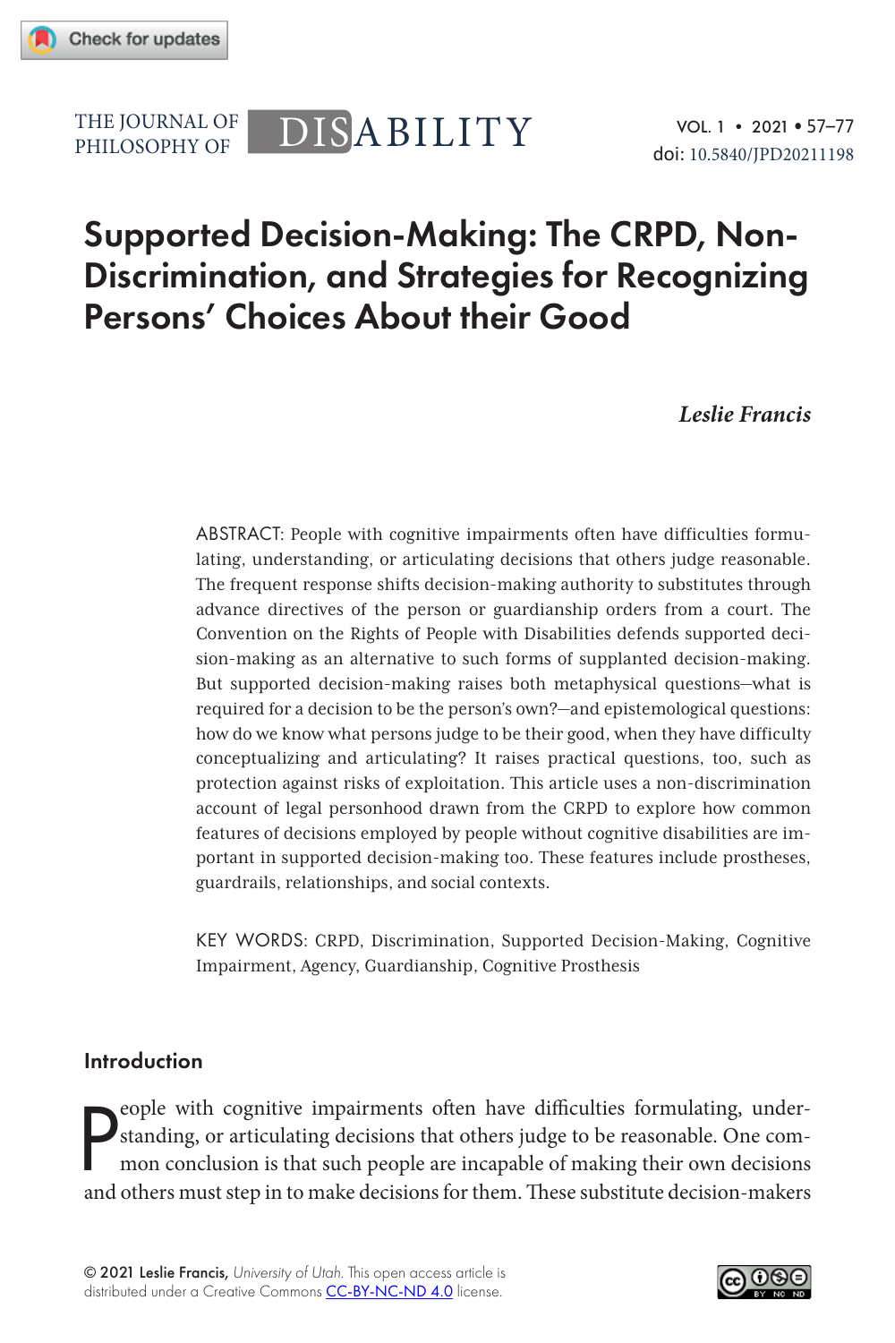# Supported Decision-Making: The CRPD, Non-Discrimination, and Strategies for Recognizing Persons' Choices About their Good

***Leslie Francis***

ABSTRACT: People with cognitive impairments often have difficulties formulating, understanding, or articulating decisions that others judge reasonable. The frequent response shifts decision-making authority to substitutes through advance directives of the person or guardianship orders from a court. The Convention on the Rights of People with Disabilities defends supported decision-making as an alternative to such forms of supplanted decision-making. But supported decision-making raises both metaphysical questions—what is required for a decision to be the person's own?—and epistemological questions: how do we know what persons judge to be their good, when they have difficulty conceptualizing and articulating? It raises practical questions, too, such as protection against risks of exploitation. This article uses a non-discrimination account of legal personhood drawn from the CRPD to explore how common features of decisions employed by people without cognitive disabilities are important in supported decision-making too. These features include prostheses, guardrails, relationships, and social contexts.

KEY WORDS: CRPD, Discrimination, Supported Decision-Making, Cognitive Impairment, Agency, Guardianship, Cognitive Prosthesis

## Introduction

People with cognitive impairments often have difficulties formulating, understanding, or articulating decisions that others judge to be reasonable. One common conclusion is that such people are incapable of making their own decisions and others must step in to make decisions for them. These substitute decision-makers

© 2021 Leslie Francis, *University of Utah*. This open access article is distributed under a Creative Commons CC-BY-NC-ND 4.0 license.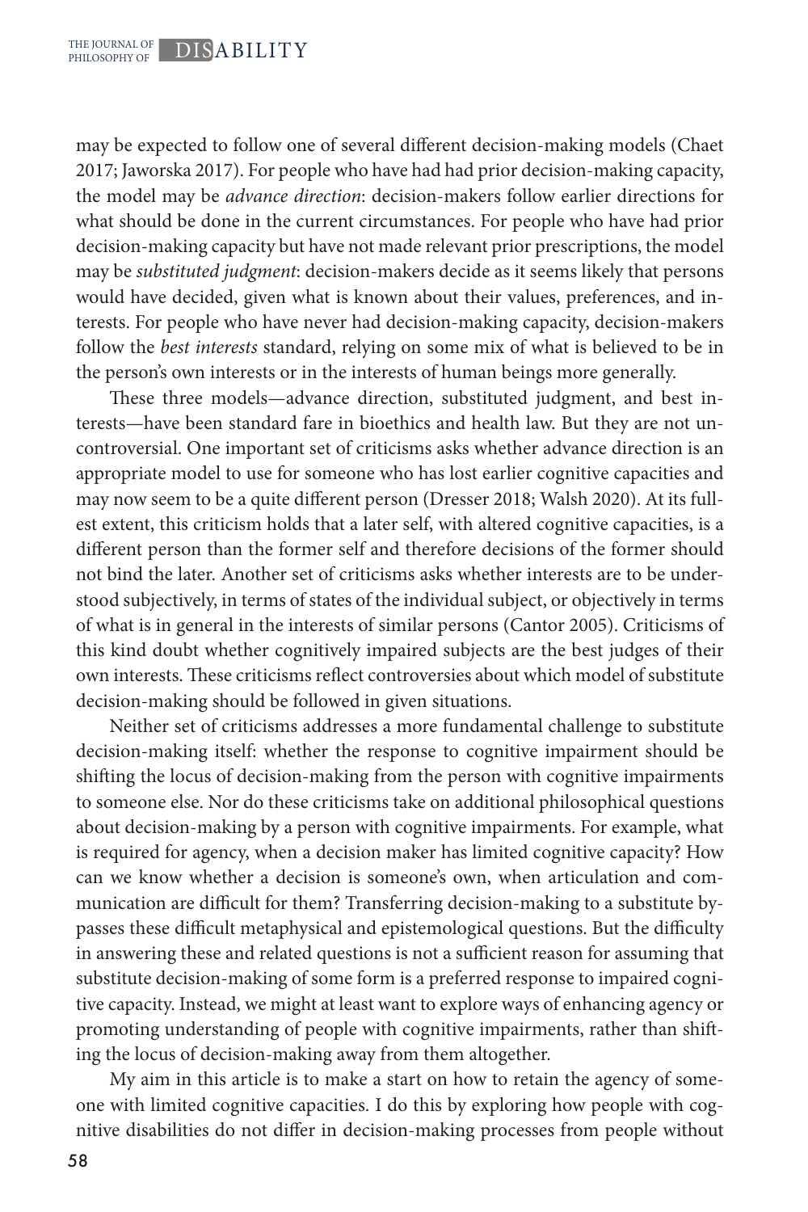may be expected to follow one of several different decision-making models (Chaet 2017; Jaworska 2017). For people who have had had prior decision-making capacity, the model may be *advance direction*: decision-makers follow earlier directions for what should be done in the current circumstances. For people who have had prior decision-making capacity but have not made relevant prior prescriptions, the model may be *substituted judgment*: decision-makers decide as it seems likely that persons would have decided, given what is known about their values, preferences, and interests. For people who have never had decision-making capacity, decision-makers follow the *best interests* standard, relying on some mix of what is believed to be in the person's own interests or in the interests of human beings more generally.

These three models—advance direction, substituted judgment, and best interests—have been standard fare in bioethics and health law. But they are not uncontroversial. One important set of criticisms asks whether advance direction is an appropriate model to use for someone who has lost earlier cognitive capacities and may now seem to be a quite different person (Dresser 2018; Walsh 2020). At its fullest extent, this criticism holds that a later self, with altered cognitive capacities, is a different person than the former self and therefore decisions of the former should not bind the later. Another set of criticisms asks whether interests are to be understood subjectively, in terms of states of the individual subject, or objectively in terms of what is in general in the interests of similar persons (Cantor 2005). Criticisms of this kind doubt whether cognitively impaired subjects are the best judges of their own interests. These criticisms reflect controversies about which model of substitute decision-making should be followed in given situations.

Neither set of criticisms addresses a more fundamental challenge to substitute decision-making itself: whether the response to cognitive impairment should be shifting the locus of decision-making from the person with cognitive impairments to someone else. Nor do these criticisms take on additional philosophical questions about decision-making by a person with cognitive impairments. For example, what is required for agency, when a decision maker has limited cognitive capacity? How can we know whether a decision is someone's own, when articulation and communication are difficult for them? Transferring decision-making to a substitute bypasses these difficult metaphysical and epistemological questions. But the difficulty in answering these and related questions is not a sufficient reason for assuming that substitute decision-making of some form is a preferred response to impaired cognitive capacity. Instead, we might at least want to explore ways of enhancing agency or promoting understanding of people with cognitive impairments, rather than shifting the locus of decision-making away from them altogether.

My aim in this article is to make a start on how to retain the agency of someone with limited cognitive capacities. I do this by exploring how people with cognitive disabilities do not differ in decision-making processes from people without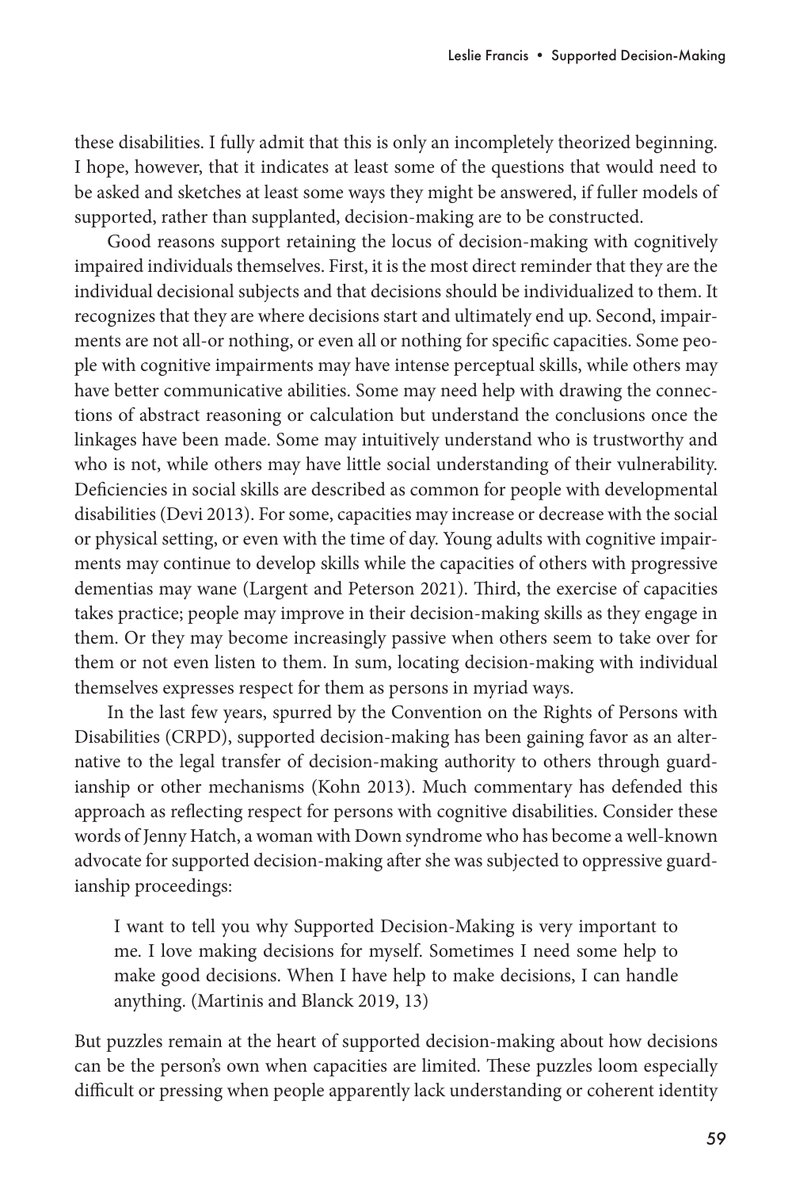these disabilities. I fully admit that this is only an incompletely theorized beginning. I hope, however, that it indicates at least some of the questions that would need to be asked and sketches at least some ways they might be answered, if fuller models of supported, rather than supplanted, decision-making are to be constructed.

Good reasons support retaining the locus of decision-making with cognitively impaired individuals themselves. First, it is the most direct reminder that they are the individual decisional subjects and that decisions should be individualized to them. It recognizes that they are where decisions start and ultimately end up. Second, impairments are not all-or nothing, or even all or nothing for specific capacities. Some people with cognitive impairments may have intense perceptual skills, while others may have better communicative abilities. Some may need help with drawing the connections of abstract reasoning or calculation but understand the conclusions once the linkages have been made. Some may intuitively understand who is trustworthy and who is not, while others may have little social understanding of their vulnerability. Deficiencies in social skills are described as common for people with developmental disabilities (Devi 2013). For some, capacities may increase or decrease with the social or physical setting, or even with the time of day. Young adults with cognitive impairments may continue to develop skills while the capacities of others with progressive dementias may wane (Largent and Peterson 2021). Third, the exercise of capacities takes practice; people may improve in their decision-making skills as they engage in them. Or they may become increasingly passive when others seem to take over for them or not even listen to them. In sum, locating decision-making with individual themselves expresses respect for them as persons in myriad ways.

In the last few years, spurred by the Convention on the Rights of Persons with Disabilities (CRPD), supported decision-making has been gaining favor as an alternative to the legal transfer of decision-making authority to others through guardianship or other mechanisms (Kohn 2013). Much commentary has defended this approach as reflecting respect for persons with cognitive disabilities. Consider these words of Jenny Hatch, a woman with Down syndrome who has become a well-known advocate for supported decision-making after she was subjected to oppressive guardianship proceedings:

> I want to tell you why Supported Decision-Making is very important to me. I love making decisions for myself. Sometimes I need some help to make good decisions. When I have help to make decisions, I can handle anything. (Martinis and Blanck 2019, 13)

But puzzles remain at the heart of supported decision-making about how decisions can be the person's own when capacities are limited. These puzzles loom especially difficult or pressing when people apparently lack understanding or coherent identity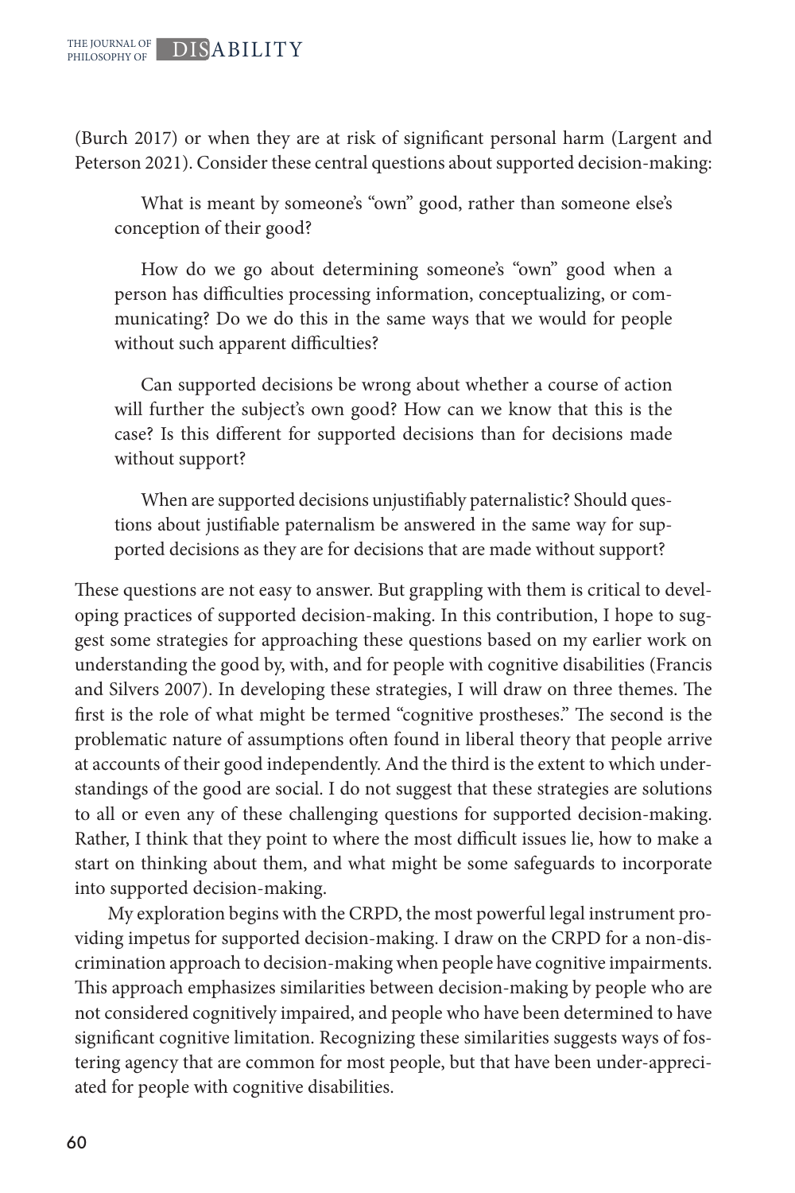(Burch 2017) or when they are at risk of significant personal harm (Largent and Peterson 2021). Consider these central questions about supported decision-making:

> What is meant by someone's "own" good, rather than someone else's conception of their good?
>
> How do we go about determining someone's "own" good when a person has difficulties processing information, conceptualizing, or communicating? Do we do this in the same ways that we would for people without such apparent difficulties?
>
> Can supported decisions be wrong about whether a course of action will further the subject's own good? How can we know that this is the case? Is this different for supported decisions than for decisions made without support?
>
> When are supported decisions unjustifiably paternalistic? Should questions about justifiable paternalism be answered in the same way for supported decisions as they are for decisions that are made without support?

These questions are not easy to answer. But grappling with them is critical to developing practices of supported decision-making. In this contribution, I hope to suggest some strategies for approaching these questions based on my earlier work on understanding the good by, with, and for people with cognitive disabilities (Francis and Silvers 2007). In developing these strategies, I will draw on three themes. The first is the role of what might be termed "cognitive prostheses." The second is the problematic nature of assumptions often found in liberal theory that people arrive at accounts of their good independently. And the third is the extent to which understandings of the good are social. I do not suggest that these strategies are solutions to all or even any of these challenging questions for supported decision-making. Rather, I think that they point to where the most difficult issues lie, how to make a start on thinking about them, and what might be some safeguards to incorporate into supported decision-making.

My exploration begins with the CRPD, the most powerful legal instrument providing impetus for supported decision-making. I draw on the CRPD for a non-discrimination approach to decision-making when people have cognitive impairments. This approach emphasizes similarities between decision-making by people who are not considered cognitively impaired, and people who have been determined to have significant cognitive limitation. Recognizing these similarities suggests ways of fostering agency that are common for most people, but that have been under-appreciated for people with cognitive disabilities.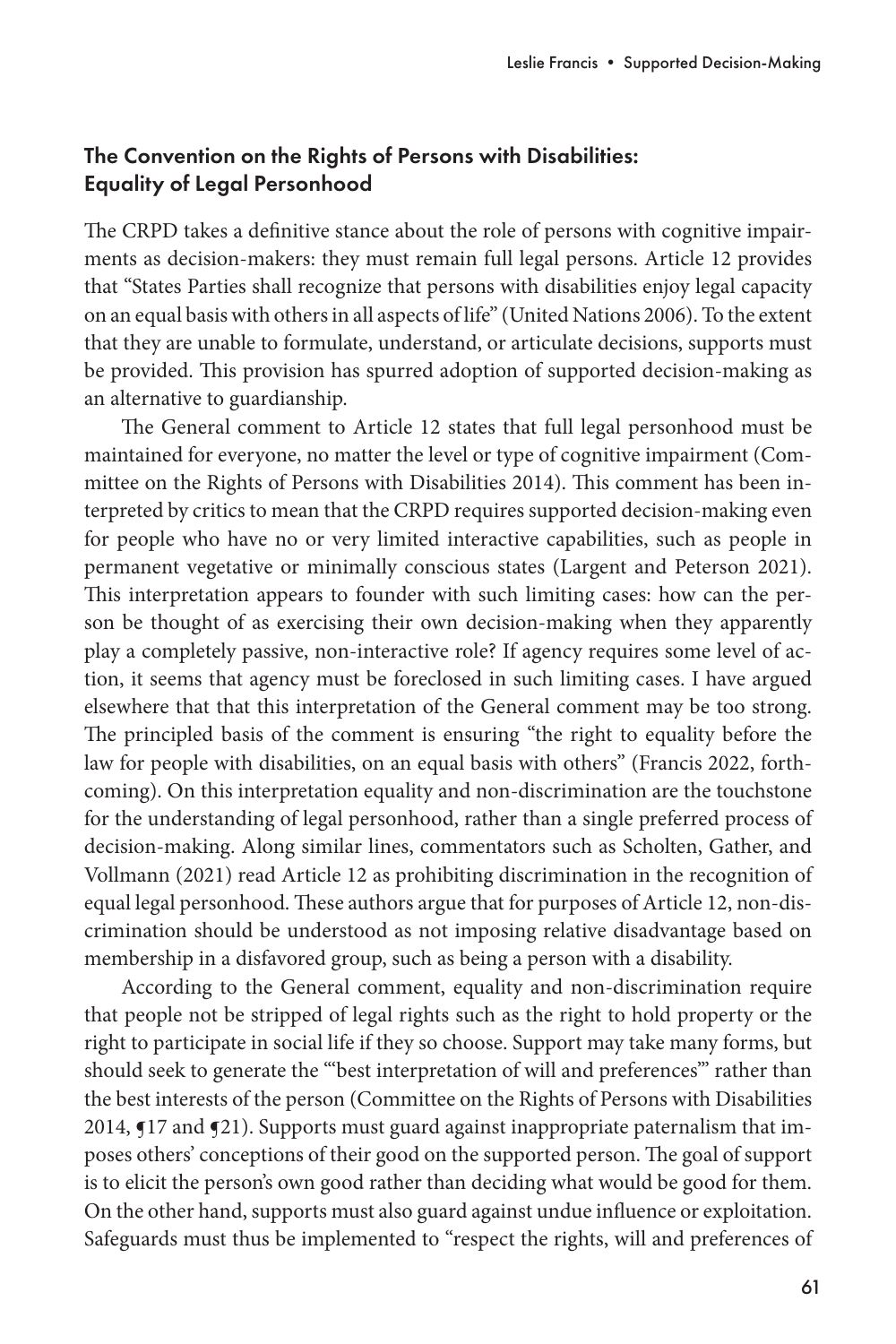## The Convention on the Rights of Persons with Disabilities: Equality of Legal Personhood

The CRPD takes a definitive stance about the role of persons with cognitive impairments as decision-makers: they must remain full legal persons. Article 12 provides that "States Parties shall recognize that persons with disabilities enjoy legal capacity on an equal basis with others in all aspects of life" (United Nations 2006). To the extent that they are unable to formulate, understand, or articulate decisions, supports must be provided. This provision has spurred adoption of supported decision-making as an alternative to guardianship.

The General comment to Article 12 states that full legal personhood must be maintained for everyone, no matter the level or type of cognitive impairment (Committee on the Rights of Persons with Disabilities 2014). This comment has been interpreted by critics to mean that the CRPD requires supported decision-making even for people who have no or very limited interactive capabilities, such as people in permanent vegetative or minimally conscious states (Largent and Peterson 2021). This interpretation appears to founder with such limiting cases: how can the person be thought of as exercising their own decision-making when they apparently play a completely passive, non-interactive role? If agency requires some level of action, it seems that agency must be foreclosed in such limiting cases. I have argued elsewhere that that this interpretation of the General comment may be too strong. The principled basis of the comment is ensuring "the right to equality before the law for people with disabilities, on an equal basis with others" (Francis 2022, forthcoming). On this interpretation equality and non-discrimination are the touchstone for the understanding of legal personhood, rather than a single preferred process of decision-making. Along similar lines, commentators such as Scholten, Gather, and Vollmann (2021) read Article 12 as prohibiting discrimination in the recognition of equal legal personhood. These authors argue that for purposes of Article 12, non-discrimination should be understood as not imposing relative disadvantage based on membership in a disfavored group, such as being a person with a disability.

According to the General comment, equality and non-discrimination require that people not be stripped of legal rights such as the right to hold property or the right to participate in social life if they so choose. Support may take many forms, but should seek to generate the "'best interpretation of will and preferences'" rather than the best interests of the person (Committee on the Rights of Persons with Disabilities 2014, ¶17 and ¶21). Supports must guard against inappropriate paternalism that imposes others' conceptions of their good on the supported person. The goal of support is to elicit the person's own good rather than deciding what would be good for them. On the other hand, supports must also guard against undue influence or exploitation. Safeguards must thus be implemented to "respect the rights, will and preferences of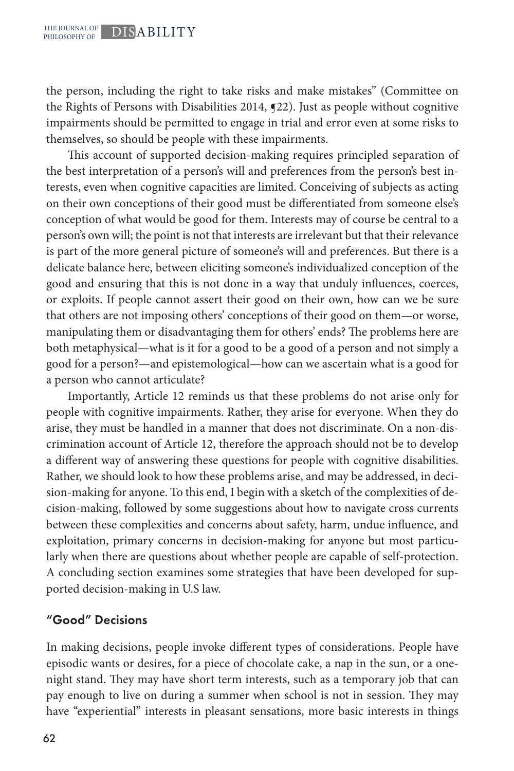the person, including the right to take risks and make mistakes" (Committee on the Rights of Persons with Disabilities 2014, ¶22). Just as people without cognitive impairments should be permitted to engage in trial and error even at some risks to themselves, so should be people with these impairments.

This account of supported decision-making requires principled separation of the best interpretation of a person's will and preferences from the person's best interests, even when cognitive capacities are limited. Conceiving of subjects as acting on their own conceptions of their good must be differentiated from someone else's conception of what would be good for them. Interests may of course be central to a person's own will; the point is not that interests are irrelevant but that their relevance is part of the more general picture of someone's will and preferences. But there is a delicate balance here, between eliciting someone's individualized conception of the good and ensuring that this is not done in a way that unduly influences, coerces, or exploits. If people cannot assert their good on their own, how can we be sure that others are not imposing others' conceptions of their good on them—or worse, manipulating them or disadvantaging them for others' ends? The problems here are both metaphysical—what is it for a good to be a good of a person and not simply a good for a person?—and epistemological—how can we ascertain what is a good for a person who cannot articulate?

Importantly, Article 12 reminds us that these problems do not arise only for people with cognitive impairments. Rather, they arise for everyone. When they do arise, they must be handled in a manner that does not discriminate. On a non-discrimination account of Article 12, therefore the approach should not be to develop a different way of answering these questions for people with cognitive disabilities. Rather, we should look to how these problems arise, and may be addressed, in decision-making for anyone. To this end, I begin with a sketch of the complexities of decision-making, followed by some suggestions about how to navigate cross currents between these complexities and concerns about safety, harm, undue influence, and exploitation, primary concerns in decision-making for anyone but most particularly when there are questions about whether people are capable of self-protection. A concluding section examines some strategies that have been developed for supported decision-making in U.S law.

## "Good" Decisions

In making decisions, people invoke different types of considerations. People have episodic wants or desires, for a piece of chocolate cake, a nap in the sun, or a one-night stand. They may have short term interests, such as a temporary job that can pay enough to live on during a summer when school is not in session. They may have "experiential" interests in pleasant sensations, more basic interests in things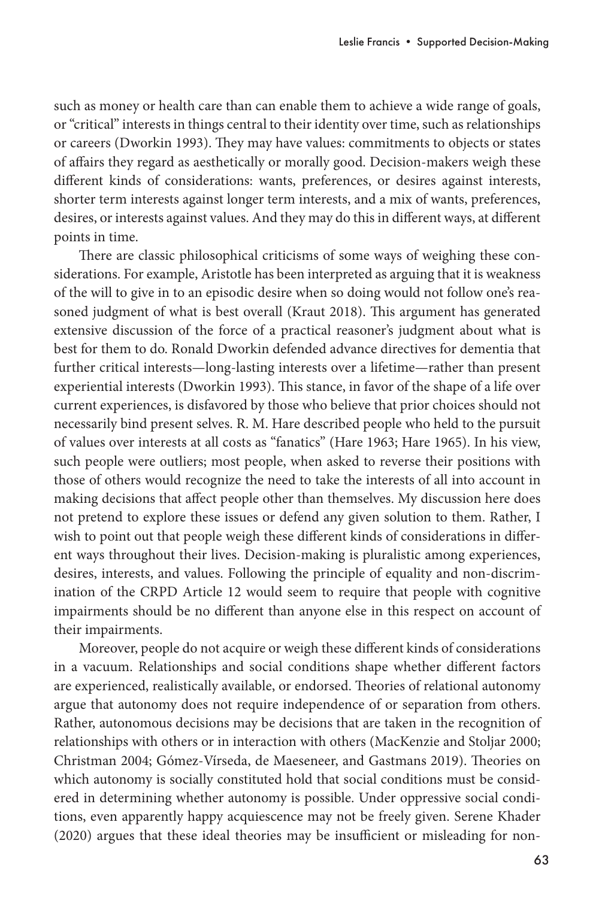such as money or health care than can enable them to achieve a wide range of goals, or "critical" interests in things central to their identity over time, such as relationships or careers (Dworkin 1993). They may have values: commitments to objects or states of affairs they regard as aesthetically or morally good. Decision-makers weigh these different kinds of considerations: wants, preferences, or desires against interests, shorter term interests against longer term interests, and a mix of wants, preferences, desires, or interests against values. And they may do this in different ways, at different points in time.

There are classic philosophical criticisms of some ways of weighing these considerations. For example, Aristotle has been interpreted as arguing that it is weakness of the will to give in to an episodic desire when so doing would not follow one's reasoned judgment of what is best overall (Kraut 2018). This argument has generated extensive discussion of the force of a practical reasoner's judgment about what is best for them to do. Ronald Dworkin defended advance directives for dementia that further critical interests—long-lasting interests over a lifetime—rather than present experiential interests (Dworkin 1993). This stance, in favor of the shape of a life over current experiences, is disfavored by those who believe that prior choices should not necessarily bind present selves. R. M. Hare described people who held to the pursuit of values over interests at all costs as "fanatics" (Hare 1963; Hare 1965). In his view, such people were outliers; most people, when asked to reverse their positions with those of others would recognize the need to take the interests of all into account in making decisions that affect people other than themselves. My discussion here does not pretend to explore these issues or defend any given solution to them. Rather, I wish to point out that people weigh these different kinds of considerations in different ways throughout their lives. Decision-making is pluralistic among experiences, desires, interests, and values. Following the principle of equality and non-discrimination of the CRPD Article 12 would seem to require that people with cognitive impairments should be no different than anyone else in this respect on account of their impairments.

Moreover, people do not acquire or weigh these different kinds of considerations in a vacuum. Relationships and social conditions shape whether different factors are experienced, realistically available, or endorsed. Theories of relational autonomy argue that autonomy does not require independence of or separation from others. Rather, autonomous decisions may be decisions that are taken in the recognition of relationships with others or in interaction with others (MacKenzie and Stoljar 2000; Christman 2004; Gómez-Vírseda, de Maeseneer, and Gastmans 2019). Theories on which autonomy is socially constituted hold that social conditions must be considered in determining whether autonomy is possible. Under oppressive social conditions, even apparently happy acquiescence may not be freely given. Serene Khader (2020) argues that these ideal theories may be insufficient or misleading for non-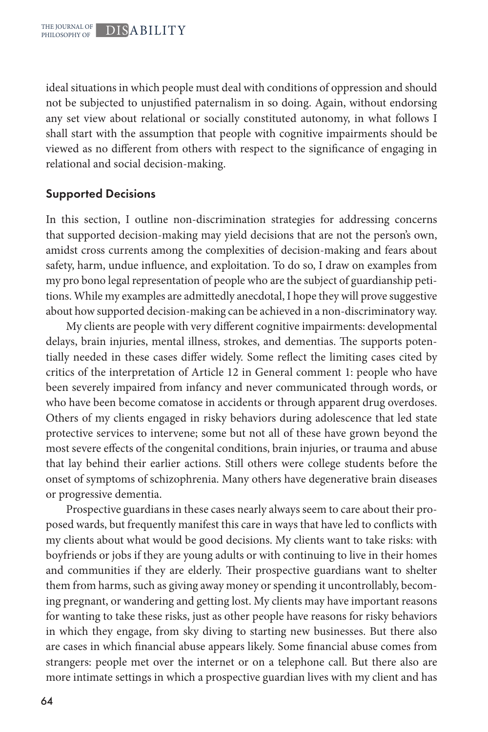ideal situations in which people must deal with conditions of oppression and should not be subjected to unjustified paternalism in so doing. Again, without endorsing any set view about relational or socially constituted autonomy, in what follows I shall start with the assumption that people with cognitive impairments should be viewed as no different from others with respect to the significance of engaging in relational and social decision-making.

## Supported Decisions

In this section, I outline non-discrimination strategies for addressing concerns that supported decision-making may yield decisions that are not the person's own, amidst cross currents among the complexities of decision-making and fears about safety, harm, undue influence, and exploitation. To do so, I draw on examples from my pro bono legal representation of people who are the subject of guardianship petitions. While my examples are admittedly anecdotal, I hope they will prove suggestive about how supported decision-making can be achieved in a non-discriminatory way.

My clients are people with very different cognitive impairments: developmental delays, brain injuries, mental illness, strokes, and dementias. The supports potentially needed in these cases differ widely. Some reflect the limiting cases cited by critics of the interpretation of Article 12 in General comment 1: people who have been severely impaired from infancy and never communicated through words, or who have been become comatose in accidents or through apparent drug overdoses. Others of my clients engaged in risky behaviors during adolescence that led state protective services to intervene; some but not all of these have grown beyond the most severe effects of the congenital conditions, brain injuries, or trauma and abuse that lay behind their earlier actions. Still others were college students before the onset of symptoms of schizophrenia. Many others have degenerative brain diseases or progressive dementia.

Prospective guardians in these cases nearly always seem to care about their proposed wards, but frequently manifest this care in ways that have led to conflicts with my clients about what would be good decisions. My clients want to take risks: with boyfriends or jobs if they are young adults or with continuing to live in their homes and communities if they are elderly. Their prospective guardians want to shelter them from harms, such as giving away money or spending it uncontrollably, becoming pregnant, or wandering and getting lost. My clients may have important reasons for wanting to take these risks, just as other people have reasons for risky behaviors in which they engage, from sky diving to starting new businesses. But there also are cases in which financial abuse appears likely. Some financial abuse comes from strangers: people met over the internet or on a telephone call. But there also are more intimate settings in which a prospective guardian lives with my client and has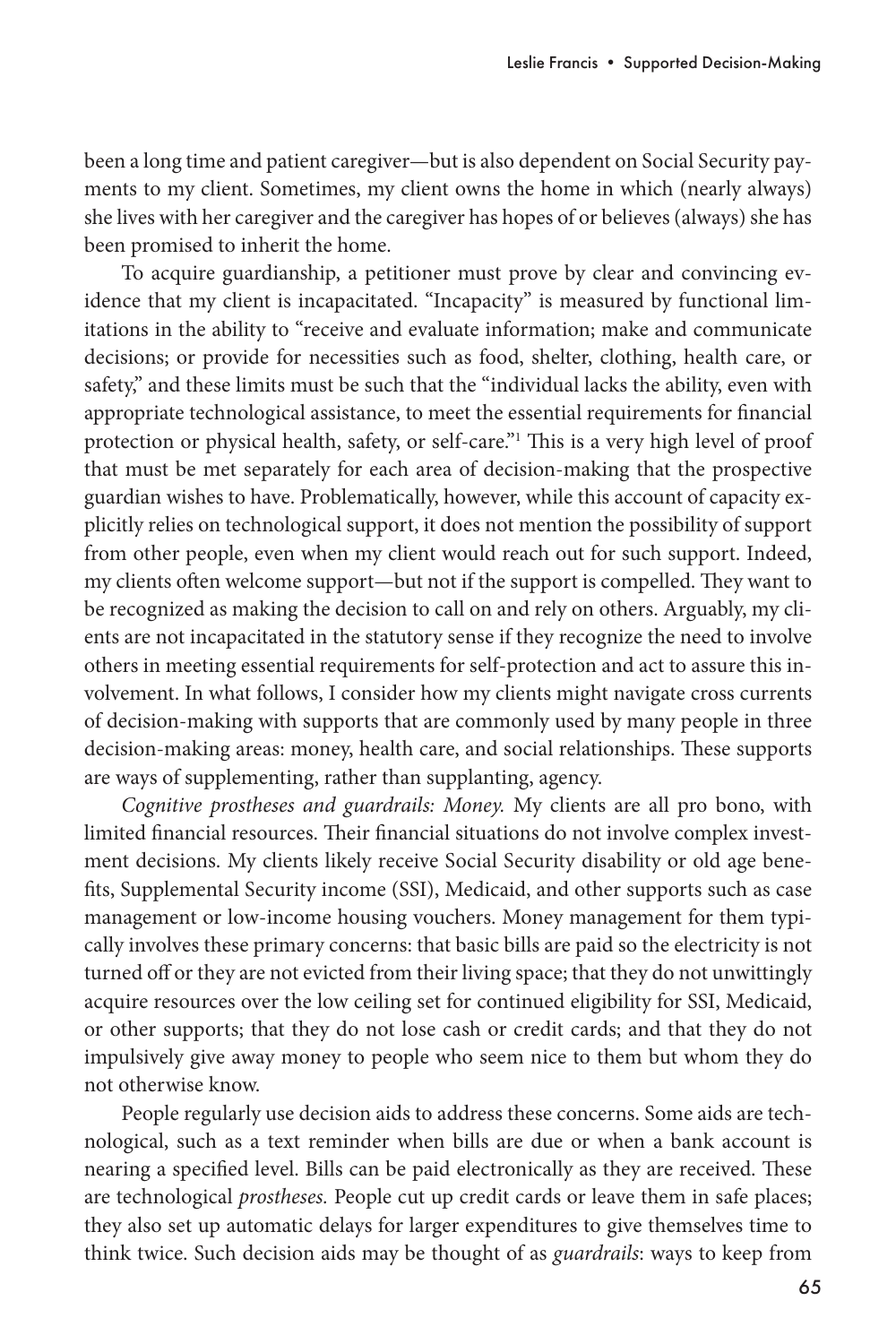been a long time and patient caregiver—but is also dependent on Social Security payments to my client. Sometimes, my client owns the home in which (nearly always) she lives with her caregiver and the caregiver has hopes of or believes (always) she has been promised to inherit the home.

To acquire guardianship, a petitioner must prove by clear and convincing evidence that my client is incapacitated. "Incapacity" is measured by functional limitations in the ability to "receive and evaluate information; make and communicate decisions; or provide for necessities such as food, shelter, clothing, health care, or safety," and these limits must be such that the "individual lacks the ability, even with appropriate technological assistance, to meet the essential requirements for financial protection or physical health, safety, or self-care."[1] This is a very high level of proof that must be met separately for each area of decision-making that the prospective guardian wishes to have. Problematically, however, while this account of capacity explicitly relies on technological support, it does not mention the possibility of support from other people, even when my client would reach out for such support. Indeed, my clients often welcome support—but not if the support is compelled. They want to be recognized as making the decision to call on and rely on others. Arguably, my clients are not incapacitated in the statutory sense if they recognize the need to involve others in meeting essential requirements for self-protection and act to assure this involvement. In what follows, I consider how my clients might navigate cross currents of decision-making with supports that are commonly used by many people in three decision-making areas: money, health care, and social relationships. These supports are ways of supplementing, rather than supplanting, agency.

*Cognitive prostheses and guardrails: Money.* My clients are all pro bono, with limited financial resources. Their financial situations do not involve complex investment decisions. My clients likely receive Social Security disability or old age benefits, Supplemental Security income (SSI), Medicaid, and other supports such as case management or low-income housing vouchers. Money management for them typically involves these primary concerns: that basic bills are paid so the electricity is not turned off or they are not evicted from their living space; that they do not unwittingly acquire resources over the low ceiling set for continued eligibility for SSI, Medicaid, or other supports; that they do not lose cash or credit cards; and that they do not impulsively give away money to people who seem nice to them but whom they do not otherwise know.

People regularly use decision aids to address these concerns. Some aids are technological, such as a text reminder when bills are due or when a bank account is nearing a specified level. Bills can be paid electronically as they are received. These are technological *prostheses.* People cut up credit cards or leave them in safe places; they also set up automatic delays for larger expenditures to give themselves time to think twice. Such decision aids may be thought of as *guardrails*: ways to keep from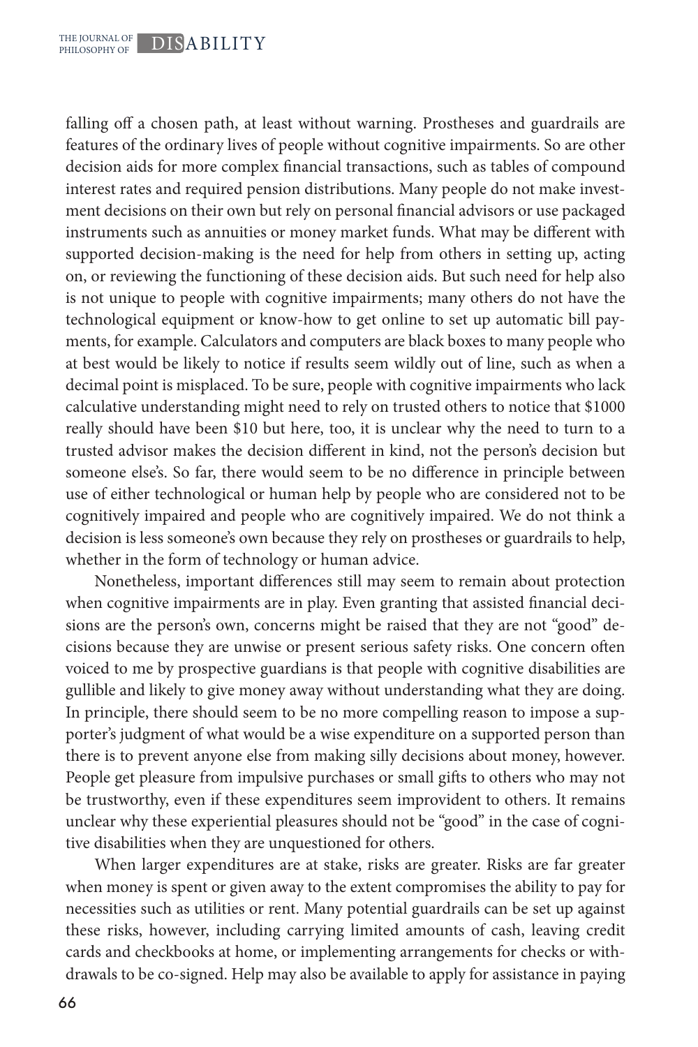falling off a chosen path, at least without warning. Prostheses and guardrails are features of the ordinary lives of people without cognitive impairments. So are other decision aids for more complex financial transactions, such as tables of compound interest rates and required pension distributions. Many people do not make investment decisions on their own but rely on personal financial advisors or use packaged instruments such as annuities or money market funds. What may be different with supported decision-making is the need for help from others in setting up, acting on, or reviewing the functioning of these decision aids. But such need for help also is not unique to people with cognitive impairments; many others do not have the technological equipment or know-how to get online to set up automatic bill payments, for example. Calculators and computers are black boxes to many people who at best would be likely to notice if results seem wildly out of line, such as when a decimal point is misplaced. To be sure, people with cognitive impairments who lack calculative understanding might need to rely on trusted others to notice that $1000 really should have been $10 but here, too, it is unclear why the need to turn to a trusted advisor makes the decision different in kind, not the person's decision but someone else's. So far, there would seem to be no difference in principle between use of either technological or human help by people who are considered not to be cognitively impaired and people who are cognitively impaired. We do not think a decision is less someone's own because they rely on prostheses or guardrails to help, whether in the form of technology or human advice.

Nonetheless, important differences still may seem to remain about protection when cognitive impairments are in play. Even granting that assisted financial decisions are the person's own, concerns might be raised that they are not "good" decisions because they are unwise or present serious safety risks. One concern often voiced to me by prospective guardians is that people with cognitive disabilities are gullible and likely to give money away without understanding what they are doing. In principle, there should seem to be no more compelling reason to impose a supporter's judgment of what would be a wise expenditure on a supported person than there is to prevent anyone else from making silly decisions about money, however. People get pleasure from impulsive purchases or small gifts to others who may not be trustworthy, even if these expenditures seem improvident to others. It remains unclear why these experiential pleasures should not be "good" in the case of cognitive disabilities when they are unquestioned for others.

When larger expenditures are at stake, risks are greater. Risks are far greater when money is spent or given away to the extent compromises the ability to pay for necessities such as utilities or rent. Many potential guardrails can be set up against these risks, however, including carrying limited amounts of cash, leaving credit cards and checkbooks at home, or implementing arrangements for checks or withdrawals to be co-signed. Help may also be available to apply for assistance in paying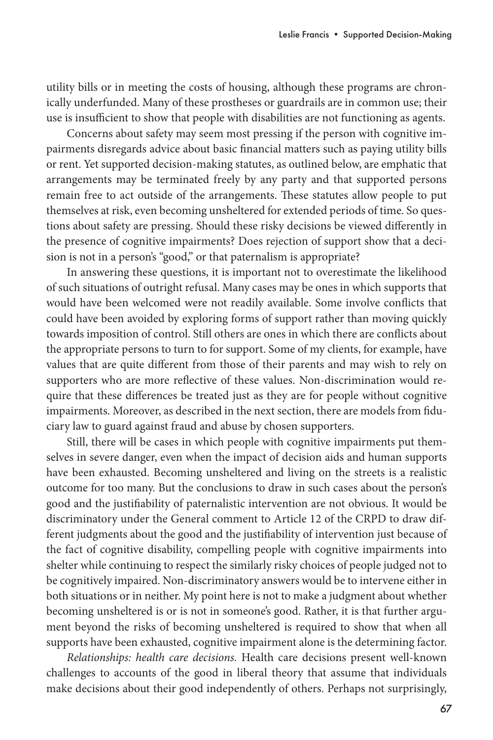utility bills or in meeting the costs of housing, although these programs are chronically underfunded. Many of these prostheses or guardrails are in common use; their use is insufficient to show that people with disabilities are not functioning as agents.

Concerns about safety may seem most pressing if the person with cognitive impairments disregards advice about basic financial matters such as paying utility bills or rent. Yet supported decision-making statutes, as outlined below, are emphatic that arrangements may be terminated freely by any party and that supported persons remain free to act outside of the arrangements. These statutes allow people to put themselves at risk, even becoming unsheltered for extended periods of time. So questions about safety are pressing. Should these risky decisions be viewed differently in the presence of cognitive impairments? Does rejection of support show that a decision is not in a person's "good," or that paternalism is appropriate?

In answering these questions, it is important not to overestimate the likelihood of such situations of outright refusal. Many cases may be ones in which supports that would have been welcomed were not readily available. Some involve conflicts that could have been avoided by exploring forms of support rather than moving quickly towards imposition of control. Still others are ones in which there are conflicts about the appropriate persons to turn to for support. Some of my clients, for example, have values that are quite different from those of their parents and may wish to rely on supporters who are more reflective of these values. Non-discrimination would require that these differences be treated just as they are for people without cognitive impairments. Moreover, as described in the next section, there are models from fiduciary law to guard against fraud and abuse by chosen supporters.

Still, there will be cases in which people with cognitive impairments put themselves in severe danger, even when the impact of decision aids and human supports have been exhausted. Becoming unsheltered and living on the streets is a realistic outcome for too many. But the conclusions to draw in such cases about the person's good and the justifiability of paternalistic intervention are not obvious. It would be discriminatory under the General comment to Article 12 of the CRPD to draw different judgments about the good and the justifiability of intervention just because of the fact of cognitive disability, compelling people with cognitive impairments into shelter while continuing to respect the similarly risky choices of people judged not to be cognitively impaired. Non-discriminatory answers would be to intervene either in both situations or in neither. My point here is not to make a judgment about whether becoming unsheltered is or is not in someone's good. Rather, it is that further argument beyond the risks of becoming unsheltered is required to show that when all supports have been exhausted, cognitive impairment alone is the determining factor.

*Relationships: health care decisions.* Health care decisions present well-known challenges to accounts of the good in liberal theory that assume that individuals make decisions about their good independently of others. Perhaps not surprisingly,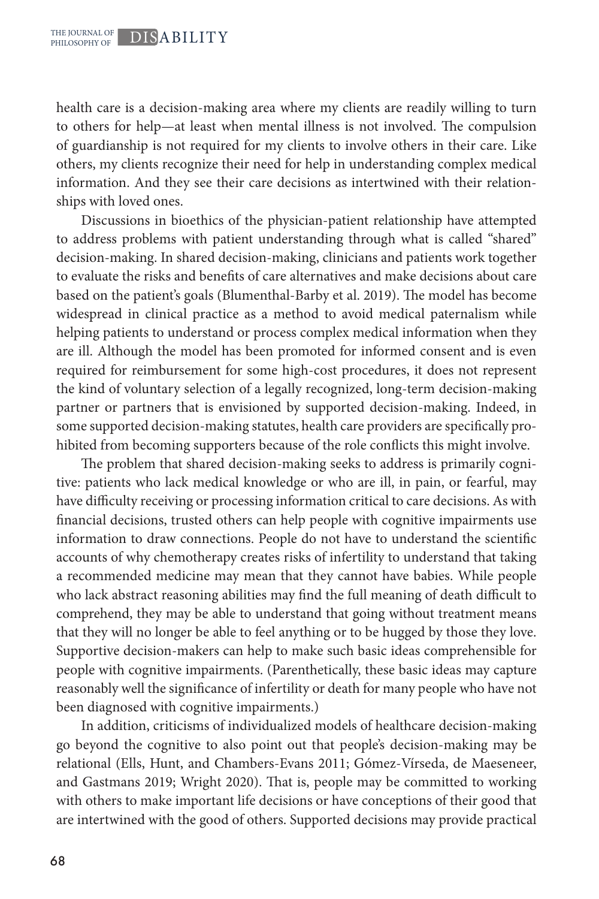health care is a decision-making area where my clients are readily willing to turn to others for help—at least when mental illness is not involved. The compulsion of guardianship is not required for my clients to involve others in their care. Like others, my clients recognize their need for help in understanding complex medical information. And they see their care decisions as intertwined with their relationships with loved ones.

Discussions in bioethics of the physician-patient relationship have attempted to address problems with patient understanding through what is called "shared" decision-making. In shared decision-making, clinicians and patients work together to evaluate the risks and benefits of care alternatives and make decisions about care based on the patient's goals (Blumenthal-Barby et al. 2019). The model has become widespread in clinical practice as a method to avoid medical paternalism while helping patients to understand or process complex medical information when they are ill. Although the model has been promoted for informed consent and is even required for reimbursement for some high-cost procedures, it does not represent the kind of voluntary selection of a legally recognized, long-term decision-making partner or partners that is envisioned by supported decision-making. Indeed, in some supported decision-making statutes, health care providers are specifically prohibited from becoming supporters because of the role conflicts this might involve.

The problem that shared decision-making seeks to address is primarily cognitive: patients who lack medical knowledge or who are ill, in pain, or fearful, may have difficulty receiving or processing information critical to care decisions. As with financial decisions, trusted others can help people with cognitive impairments use information to draw connections. People do not have to understand the scientific accounts of why chemotherapy creates risks of infertility to understand that taking a recommended medicine may mean that they cannot have babies. While people who lack abstract reasoning abilities may find the full meaning of death difficult to comprehend, they may be able to understand that going without treatment means that they will no longer be able to feel anything or to be hugged by those they love. Supportive decision-makers can help to make such basic ideas comprehensible for people with cognitive impairments. (Parenthetically, these basic ideas may capture reasonably well the significance of infertility or death for many people who have not been diagnosed with cognitive impairments.)

In addition, criticisms of individualized models of healthcare decision-making go beyond the cognitive to also point out that people's decision-making may be relational (Ells, Hunt, and Chambers-Evans 2011; Gómez-Vírseda, de Maeseneer, and Gastmans 2019; Wright 2020). That is, people may be committed to working with others to make important life decisions or have conceptions of their good that are intertwined with the good of others. Supported decisions may provide practical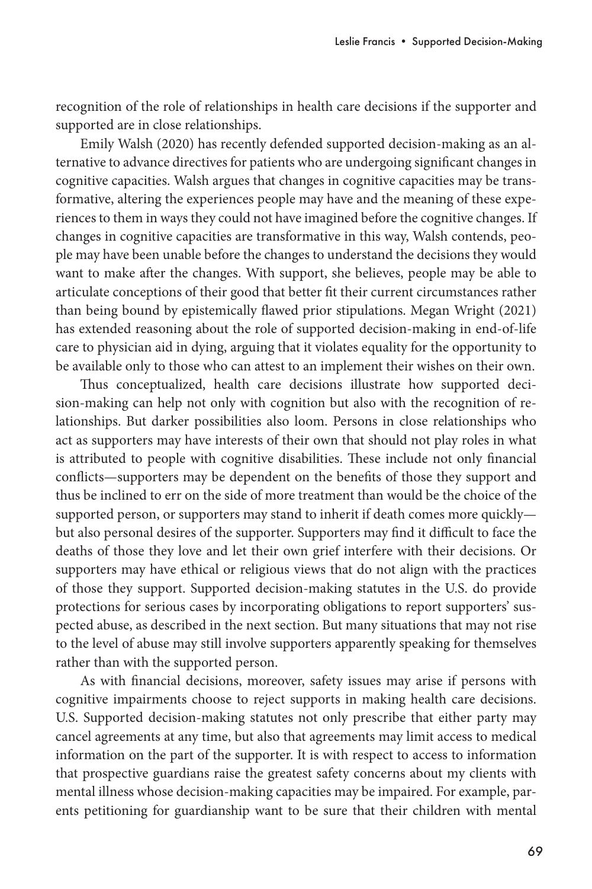recognition of the role of relationships in health care decisions if the supporter and supported are in close relationships.

Emily Walsh (2020) has recently defended supported decision-making as an alternative to advance directives for patients who are undergoing significant changes in cognitive capacities. Walsh argues that changes in cognitive capacities may be transformative, altering the experiences people may have and the meaning of these experiences to them in ways they could not have imagined before the cognitive changes. If changes in cognitive capacities are transformative in this way, Walsh contends, people may have been unable before the changes to understand the decisions they would want to make after the changes. With support, she believes, people may be able to articulate conceptions of their good that better fit their current circumstances rather than being bound by epistemically flawed prior stipulations. Megan Wright (2021) has extended reasoning about the role of supported decision-making in end-of-life care to physician aid in dying, arguing that it violates equality for the opportunity to be available only to those who can attest to an implement their wishes on their own.

Thus conceptualized, health care decisions illustrate how supported decision-making can help not only with cognition but also with the recognition of relationships. But darker possibilities also loom. Persons in close relationships who act as supporters may have interests of their own that should not play roles in what is attributed to people with cognitive disabilities. These include not only financial conflicts—supporters may be dependent on the benefits of those they support and thus be inclined to err on the side of more treatment than would be the choice of the supported person, or supporters may stand to inherit if death comes more quickly—but also personal desires of the supporter. Supporters may find it difficult to face the deaths of those they love and let their own grief interfere with their decisions. Or supporters may have ethical or religious views that do not align with the practices of those they support. Supported decision-making statutes in the U.S. do provide protections for serious cases by incorporating obligations to report supporters' suspected abuse, as described in the next section. But many situations that may not rise to the level of abuse may still involve supporters apparently speaking for themselves rather than with the supported person.

As with financial decisions, moreover, safety issues may arise if persons with cognitive impairments choose to reject supports in making health care decisions. U.S. Supported decision-making statutes not only prescribe that either party may cancel agreements at any time, but also that agreements may limit access to medical information on the part of the supporter. It is with respect to access to information that prospective guardians raise the greatest safety concerns about my clients with mental illness whose decision-making capacities may be impaired. For example, parents petitioning for guardianship want to be sure that their children with mental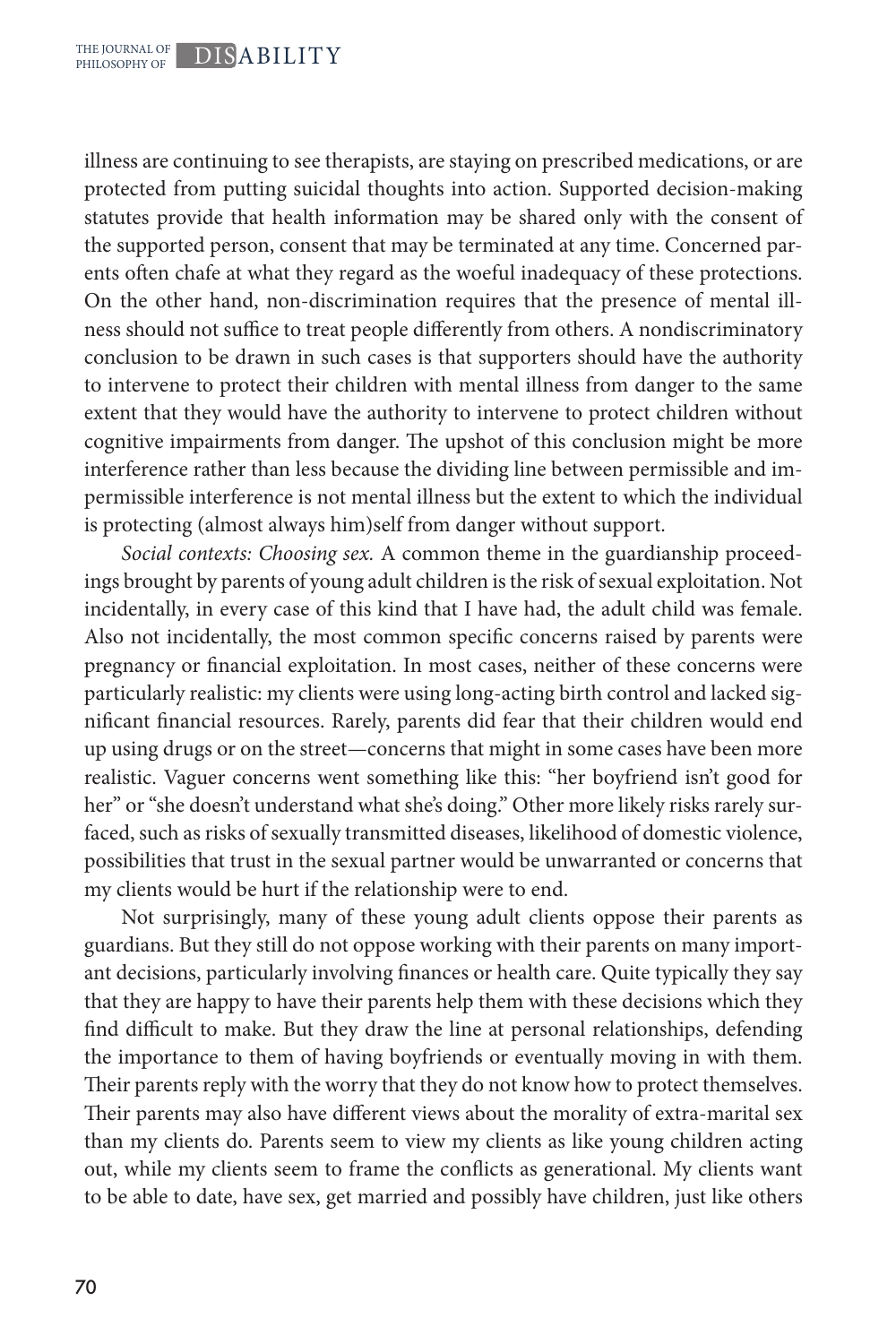illness are continuing to see therapists, are staying on prescribed medications, or are protected from putting suicidal thoughts into action. Supported decision-making statutes provide that health information may be shared only with the consent of the supported person, consent that may be terminated at any time. Concerned parents often chafe at what they regard as the woeful inadequacy of these protections. On the other hand, non-discrimination requires that the presence of mental illness should not suffice to treat people differently from others. A nondiscriminatory conclusion to be drawn in such cases is that supporters should have the authority to intervene to protect their children with mental illness from danger to the same extent that they would have the authority to intervene to protect children without cognitive impairments from danger. The upshot of this conclusion might be more interference rather than less because the dividing line between permissible and impermissible interference is not mental illness but the extent to which the individual is protecting (almost always him)self from danger without support.

*Social contexts: Choosing sex.* A common theme in the guardianship proceedings brought by parents of young adult children is the risk of sexual exploitation. Not incidentally, in every case of this kind that I have had, the adult child was female. Also not incidentally, the most common specific concerns raised by parents were pregnancy or financial exploitation. In most cases, neither of these concerns were particularly realistic: my clients were using long-acting birth control and lacked significant financial resources. Rarely, parents did fear that their children would end up using drugs or on the street—concerns that might in some cases have been more realistic. Vaguer concerns went something like this: "her boyfriend isn't good for her" or "she doesn't understand what she's doing." Other more likely risks rarely surfaced, such as risks of sexually transmitted diseases, likelihood of domestic violence, possibilities that trust in the sexual partner would be unwarranted or concerns that my clients would be hurt if the relationship were to end.

Not surprisingly, many of these young adult clients oppose their parents as guardians. But they still do not oppose working with their parents on many important decisions, particularly involving finances or health care. Quite typically they say that they are happy to have their parents help them with these decisions which they find difficult to make. But they draw the line at personal relationships, defending the importance to them of having boyfriends or eventually moving in with them. Their parents reply with the worry that they do not know how to protect themselves. Their parents may also have different views about the morality of extra-marital sex than my clients do. Parents seem to view my clients as like young children acting out, while my clients seem to frame the conflicts as generational. My clients want to be able to date, have sex, get married and possibly have children, just like others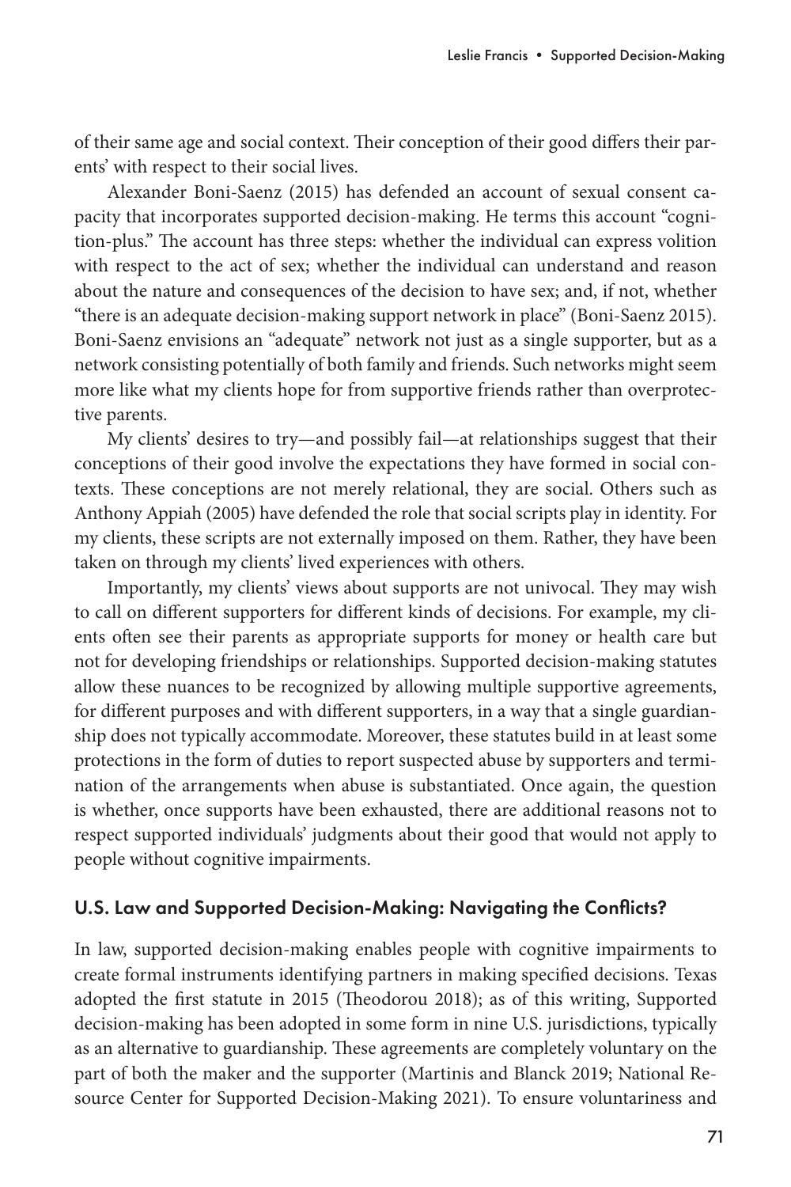of their same age and social context. Their conception of their good differs their parents' with respect to their social lives.

Alexander Boni-Saenz (2015) has defended an account of sexual consent capacity that incorporates supported decision-making. He terms this account "cognition-plus." The account has three steps: whether the individual can express volition with respect to the act of sex; whether the individual can understand and reason about the nature and consequences of the decision to have sex; and, if not, whether "there is an adequate decision-making support network in place" (Boni-Saenz 2015). Boni-Saenz envisions an "adequate" network not just as a single supporter, but as a network consisting potentially of both family and friends. Such networks might seem more like what my clients hope for from supportive friends rather than overprotective parents.

My clients' desires to try—and possibly fail—at relationships suggest that their conceptions of their good involve the expectations they have formed in social contexts. These conceptions are not merely relational, they are social. Others such as Anthony Appiah (2005) have defended the role that social scripts play in identity. For my clients, these scripts are not externally imposed on them. Rather, they have been taken on through my clients' lived experiences with others.

Importantly, my clients' views about supports are not univocal. They may wish to call on different supporters for different kinds of decisions. For example, my clients often see their parents as appropriate supports for money or health care but not for developing friendships or relationships. Supported decision-making statutes allow these nuances to be recognized by allowing multiple supportive agreements, for different purposes and with different supporters, in a way that a single guardianship does not typically accommodate. Moreover, these statutes build in at least some protections in the form of duties to report suspected abuse by supporters and termination of the arrangements when abuse is substantiated. Once again, the question is whether, once supports have been exhausted, there are additional reasons not to respect supported individuals' judgments about their good that would not apply to people without cognitive impairments.

## U.S. Law and Supported Decision-Making: Navigating the Conflicts?

In law, supported decision-making enables people with cognitive impairments to create formal instruments identifying partners in making specified decisions. Texas adopted the first statute in 2015 (Theodorou 2018); as of this writing, Supported decision-making has been adopted in some form in nine U.S. jurisdictions, typically as an alternative to guardianship. These agreements are completely voluntary on the part of both the maker and the supporter (Martinis and Blanck 2019; National Resource Center for Supported Decision-Making 2021). To ensure voluntariness and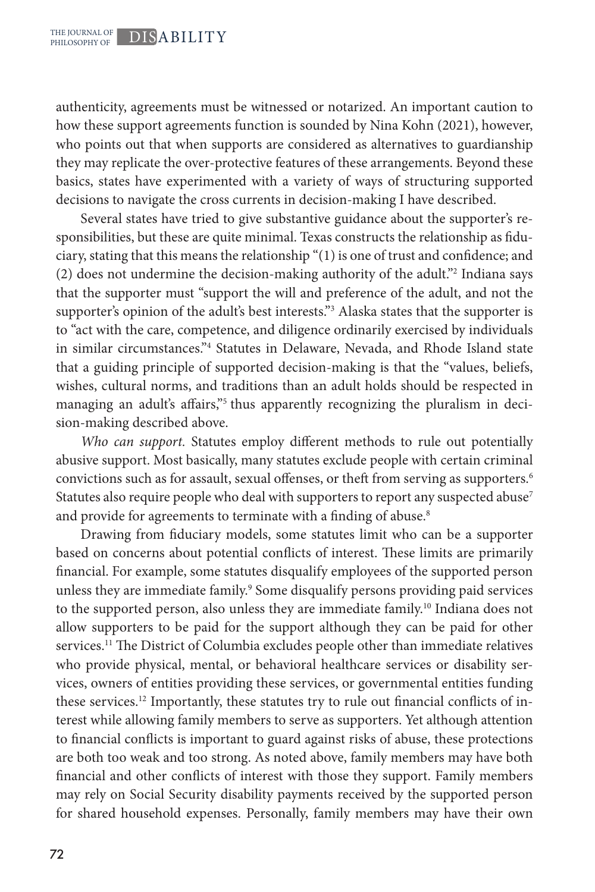authenticity, agreements must be witnessed or notarized. An important caution to how these support agreements function is sounded by Nina Kohn (2021), however, who points out that when supports are considered as alternatives to guardianship they may replicate the over-protective features of these arrangements. Beyond these basics, states have experimented with a variety of ways of structuring supported decisions to navigate the cross currents in decision-making I have described.

Several states have tried to give substantive guidance about the supporter's responsibilities, but these are quite minimal. Texas constructs the relationship as fiduciary, stating that this means the relationship "(1) is one of trust and confidence; and (2) does not undermine the decision-making authority of the adult."[2] Indiana says that the supporter must "support the will and preference of the adult, and not the supporter's opinion of the adult's best interests."[3] Alaska states that the supporter is to "act with the care, competence, and diligence ordinarily exercised by individuals in similar circumstances."[4] Statutes in Delaware, Nevada, and Rhode Island state that a guiding principle of supported decision-making is that the "values, beliefs, wishes, cultural norms, and traditions than an adult holds should be respected in managing an adult's affairs,"[5] thus apparently recognizing the pluralism in decision-making described above.

*Who can support.* Statutes employ different methods to rule out potentially abusive support. Most basically, many statutes exclude people with certain criminal convictions such as for assault, sexual offenses, or theft from serving as supporters.[6] Statutes also require people who deal with supporters to report any suspected abuse[7] and provide for agreements to terminate with a finding of abuse.[8]

Drawing from fiduciary models, some statutes limit who can be a supporter based on concerns about potential conflicts of interest. These limits are primarily financial. For example, some statutes disqualify employees of the supported person unless they are immediate family.[9] Some disqualify persons providing paid services to the supported person, also unless they are immediate family.[10] Indiana does not allow supporters to be paid for the support although they can be paid for other services.[11] The District of Columbia excludes people other than immediate relatives who provide physical, mental, or behavioral healthcare services or disability services, owners of entities providing these services, or governmental entities funding these services.[12] Importantly, these statutes try to rule out financial conflicts of interest while allowing family members to serve as supporters. Yet although attention to financial conflicts is important to guard against risks of abuse, these protections are both too weak and too strong. As noted above, family members may have both financial and other conflicts of interest with those they support. Family members may rely on Social Security disability payments received by the supported person for shared household expenses. Personally, family members may have their own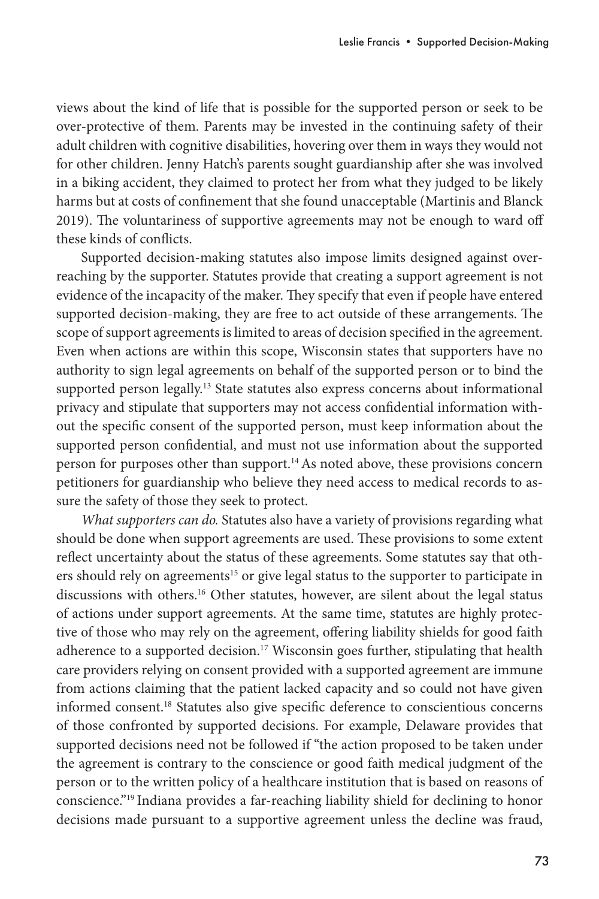views about the kind of life that is possible for the supported person or seek to be over-protective of them. Parents may be invested in the continuing safety of their adult children with cognitive disabilities, hovering over them in ways they would not for other children. Jenny Hatch's parents sought guardianship after she was involved in a biking accident, they claimed to protect her from what they judged to be likely harms but at costs of confinement that she found unacceptable (Martinis and Blanck 2019). The voluntariness of supportive agreements may not be enough to ward off these kinds of conflicts.

Supported decision-making statutes also impose limits designed against over-reaching by the supporter. Statutes provide that creating a support agreement is not evidence of the incapacity of the maker. They specify that even if people have entered supported decision-making, they are free to act outside of these arrangements. The scope of support agreements is limited to areas of decision specified in the agreement. Even when actions are within this scope, Wisconsin states that supporters have no authority to sign legal agreements on behalf of the supported person or to bind the supported person legally.[13] State statutes also express concerns about informational privacy and stipulate that supporters may not access confidential information without the specific consent of the supported person, must keep information about the supported person confidential, and must not use information about the supported person for purposes other than support.[14] As noted above, these provisions concern petitioners for guardianship who believe they need access to medical records to assure the safety of those they seek to protect.

*What supporters can do.* Statutes also have a variety of provisions regarding what should be done when support agreements are used. These provisions to some extent reflect uncertainty about the status of these agreements. Some statutes say that others should rely on agreements[15] or give legal status to the supporter to participate in discussions with others.[16] Other statutes, however, are silent about the legal status of actions under support agreements. At the same time, statutes are highly protective of those who may rely on the agreement, offering liability shields for good faith adherence to a supported decision.[17] Wisconsin goes further, stipulating that health care providers relying on consent provided with a supported agreement are immune from actions claiming that the patient lacked capacity and so could not have given informed consent.[18] Statutes also give specific deference to conscientious concerns of those confronted by supported decisions. For example, Delaware provides that supported decisions need not be followed if "the action proposed to be taken under the agreement is contrary to the conscience or good faith medical judgment of the person or to the written policy of a healthcare institution that is based on reasons of conscience."[19] Indiana provides a far-reaching liability shield for declining to honor decisions made pursuant to a supportive agreement unless the decline was fraud,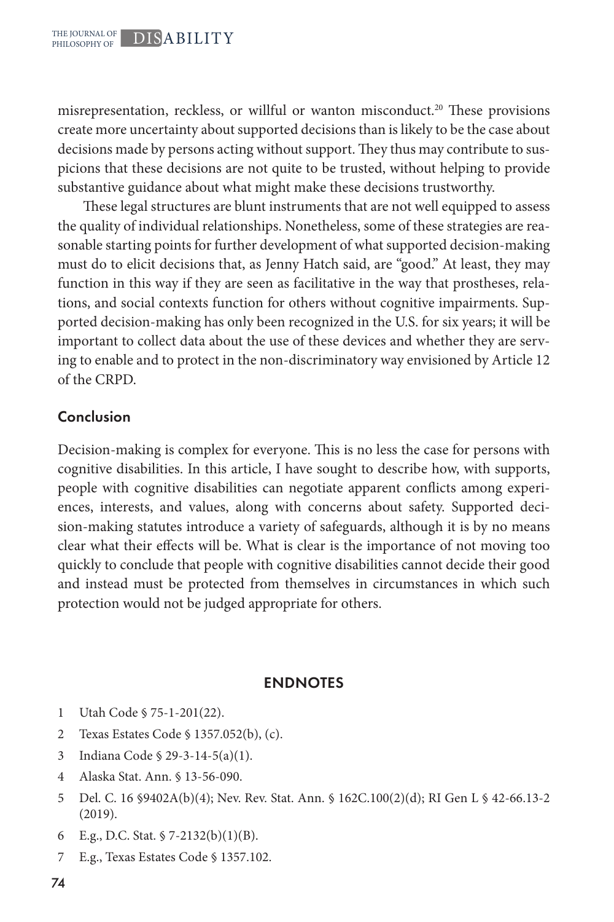misrepresentation, reckless, or willful or wanton misconduct.[20] These provisions create more uncertainty about supported decisions than is likely to be the case about decisions made by persons acting without support. They thus may contribute to suspicions that these decisions are not quite to be trusted, without helping to provide substantive guidance about what might make these decisions trustworthy.

These legal structures are blunt instruments that are not well equipped to assess the quality of individual relationships. Nonetheless, some of these strategies are reasonable starting points for further development of what supported decision-making must do to elicit decisions that, as Jenny Hatch said, are "good." At least, they may function in this way if they are seen as facilitative in the way that prostheses, relations, and social contexts function for others without cognitive impairments. Supported decision-making has only been recognized in the U.S. for six years; it will be important to collect data about the use of these devices and whether they are serving to enable and to protect in the non-discriminatory way envisioned by Article 12 of the CRPD.

## Conclusion

Decision-making is complex for everyone. This is no less the case for persons with cognitive disabilities. In this article, I have sought to describe how, with supports, people with cognitive disabilities can negotiate apparent conflicts among experiences, interests, and values, along with concerns about safety. Supported decision-making statutes introduce a variety of safeguards, although it is by no means clear what their effects will be. What is clear is the importance of not moving too quickly to conclude that people with cognitive disabilities cannot decide their good and instead must be protected from themselves in circumstances in which such protection would not be judged appropriate for others.

## ENDNOTES

1 Utah Code § 75-1-201(22).

2 Texas Estates Code § 1357.052(b), (c).

3 Indiana Code § 29-3-14-5(a)(1).

4 Alaska Stat. Ann. § 13-56-090.

5 Del. C. 16 §9402A(b)(4); Nev. Rev. Stat. Ann. § 162C.100(2)(d); RI Gen L § 42-66.13-2 (2019).

6 E.g., D.C. Stat. § 7-2132(b)(1)(B).

7 E.g., Texas Estates Code § 1357.102.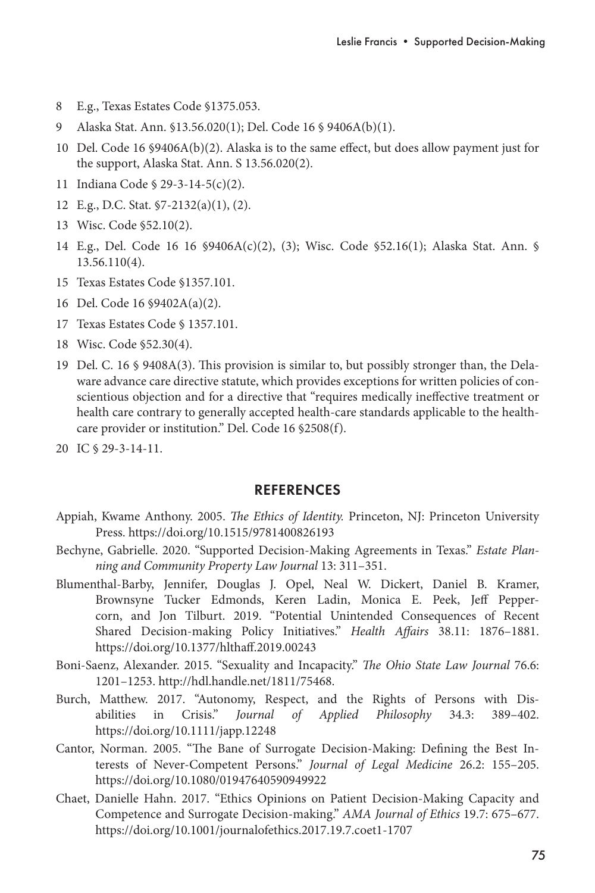8 E.g., Texas Estates Code §1375.053.

9 Alaska Stat. Ann. §13.56.020(1); Del. Code 16 § 9406A(b)(1).

10 Del. Code 16 §9406A(b)(2). Alaska is to the same effect, but does allow payment just for the support, Alaska Stat. Ann. S 13.56.020(2).

11 Indiana Code § 29-3-14-5(c)(2).

12 E.g., D.C. Stat. §7-2132(a)(1), (2).

13 Wisc. Code §52.10(2).

14 E.g., Del. Code 16 16 §9406A(c)(2), (3); Wisc. Code §52.16(1); Alaska Stat. Ann. § 13.56.110(4).

15 Texas Estates Code §1357.101.

16 Del. Code 16 §9402A(a)(2).

17 Texas Estates Code § 1357.101.

18 Wisc. Code §52.30(4).

19 Del. C. 16 § 9408A(3). This provision is similar to, but possibly stronger than, the Delaware advance care directive statute, which provides exceptions for written policies of conscientious objection and for a directive that "requires medically ineffective treatment or health care contrary to generally accepted health-care standards applicable to the health-care provider or institution." Del. Code 16 §2508(f).

20 IC § 29-3-14-11.

## REFERENCES

Appiah, Kwame Anthony. 2005. *The Ethics of Identity.* Princeton, NJ: Princeton University Press. https://doi.org/10.1515/9781400826193

Bechyne, Gabrielle. 2020. "Supported Decision-Making Agreements in Texas." *Estate Planning and Community Property Law Journal* 13: 311–351.

Blumenthal-Barby, Jennifer, Douglas J. Opel, Neal W. Dickert, Daniel B. Kramer, Brownsyne Tucker Edmonds, Keren Ladin, Monica E. Peek, Jeff Peppercorn, and Jon Tilburt. 2019. "Potential Unintended Consequences of Recent Shared Decision-making Policy Initiatives." *Health Affairs* 38.11: 1876–1881. https://doi.org/10.1377/hlthaff.2019.00243

Boni-Saenz, Alexander. 2015. "Sexuality and Incapacity." *The Ohio State Law Journal* 76.6: 1201–1253. http://hdl.handle.net/1811/75468.

Burch, Matthew. 2017. "Autonomy, Respect, and the Rights of Persons with Disabilities in Crisis." *Journal of Applied Philosophy* 34.3: 389–402. https://doi.org/10.1111/japp.12248

Cantor, Norman. 2005. "The Bane of Surrogate Decision-Making: Defining the Best Interests of Never-Competent Persons." *Journal of Legal Medicine* 26.2: 155–205. https://doi.org/10.1080/01947640590949922

Chaet, Danielle Hahn. 2017. "Ethics Opinions on Patient Decision-Making Capacity and Competence and Surrogate Decision-making." *AMA Journal of Ethics* 19.7: 675–677. https://doi.org/10.1001/journalofethics.2017.19.7.coet1-1707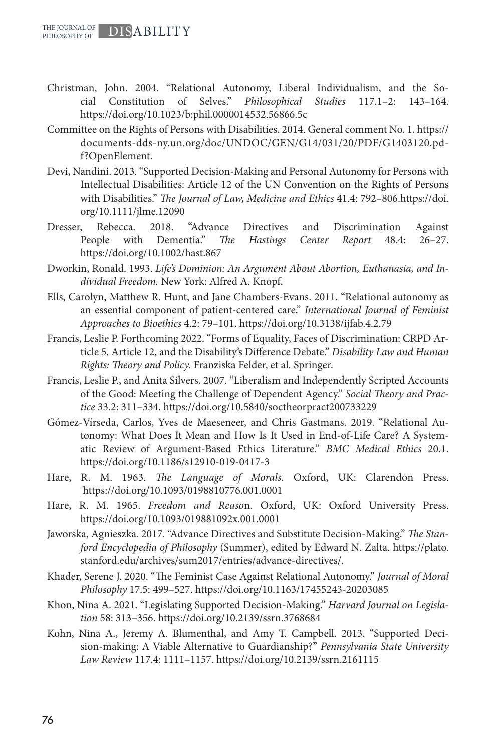Christman, John. 2004. "Relational Autonomy, Liberal Individualism, and the Social Constitution of Selves." *Philosophical Studies* 117.1–2: 143–164. https://doi.org/10.1023/b:phil.0000014532.56866.5c

Committee on the Rights of Persons with Disabilities. 2014. General comment No. 1. https://documents-dds-ny.un.org/doc/UNDOC/GEN/G14/031/20/PDF/G1403120.pdf?OpenElement.

Devi, Nandini. 2013. "Supported Decision-Making and Personal Autonomy for Persons with Intellectual Disabilities: Article 12 of the UN Convention on the Rights of Persons with Disabilities." *The Journal of Law, Medicine and Ethics* 41.4: 792–806.https://doi.org/10.1111/jlme.12090

Dresser, Rebecca. 2018. "Advance Directives and Discrimination Against People with Dementia." *The Hastings Center Report* 48.4: 26–27. https://doi.org/10.1002/hast.867

Dworkin, Ronald. 1993. *Life's Dominion: An Argument About Abortion, Euthanasia, and Individual Freedom.* New York: Alfred A. Knopf.

Ells, Carolyn, Matthew R. Hunt, and Jane Chambers-Evans. 2011. "Relational autonomy as an essential component of patient-centered care." *International Journal of Feminist Approaches to Bioethics* 4.2: 79–101. https://doi.org/10.3138/ijfab.4.2.79

Francis, Leslie P. Forthcoming 2022. "Forms of Equality, Faces of Discrimination: CRPD Article 5, Article 12, and the Disability's Difference Debate." *Disability Law and Human Rights: Theory and Policy.* Franziska Felder, et al. Springer.

Francis, Leslie P., and Anita Silvers. 2007. "Liberalism and Independently Scripted Accounts of the Good: Meeting the Challenge of Dependent Agency." *Social Theory and Practice* 33.2: 311–334. https://doi.org/10.5840/soctheorpract200733229

Gómez-Vírseda, Carlos, Yves de Maeseneer, and Chris Gastmans. 2019. "Relational Autonomy: What Does It Mean and How Is It Used in End-of-Life Care? A Systematic Review of Argument-Based Ethics Literature." *BMC Medical Ethics* 20.1. https://doi.org/10.1186/s12910-019-0417-3

Hare, R. M. 1963. *The Language of Morals.* Oxford, UK: Clarendon Press. https://doi.org/10.1093/0198810776.001.0001

Hare, R. M. 1965. *Freedom and Reason*. Oxford, UK: Oxford University Press. https://doi.org/10.1093/019881092x.001.0001

Jaworska, Agnieszka. 2017. "Advance Directives and Substitute Decision-Making." *The Stanford Encyclopedia of Philosophy* (Summer), edited by Edward N. Zalta. https://plato.stanford.edu/archives/sum2017/entries/advance-directives/.

Khader, Serene J. 2020. "The Feminist Case Against Relational Autonomy." *Journal of Moral Philosophy* 17.5: 499–527. https://doi.org/10.1163/17455243-20203085

Khon, Nina A. 2021. "Legislating Supported Decision-Making." *Harvard Journal on Legislation* 58: 313–356. https://doi.org/10.2139/ssrn.3768684

Kohn, Nina A., Jeremy A. Blumenthal, and Amy T. Campbell. 2013. "Supported Decision-making: A Viable Alternative to Guardianship?" *Pennsylvania State University Law Review* 117.4: 1111–1157. https://doi.org/10.2139/ssrn.2161115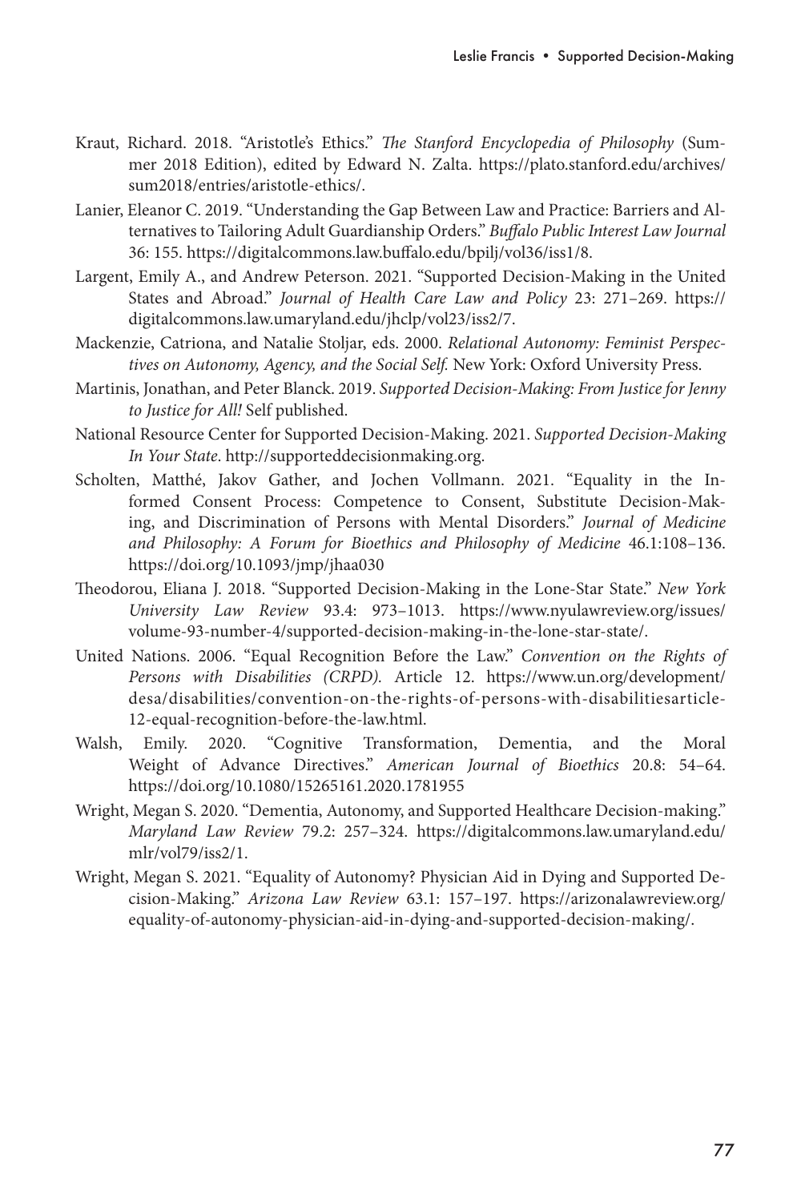Kraut, Richard. 2018. "Aristotle's Ethics." *The Stanford Encyclopedia of Philosophy* (Summer 2018 Edition), edited by Edward N. Zalta. https://plato.stanford.edu/archives/sum2018/entries/aristotle-ethics/.

Lanier, Eleanor C. 2019. "Understanding the Gap Between Law and Practice: Barriers and Alternatives to Tailoring Adult Guardianship Orders." *Buffalo Public Interest Law Journal* 36: 155. https://digitalcommons.law.buffalo.edu/bpilj/vol36/iss1/8.

Largent, Emily A., and Andrew Peterson. 2021. "Supported Decision-Making in the United States and Abroad." *Journal of Health Care Law and Policy* 23: 271–269. https://digitalcommons.law.umaryland.edu/jhclp/vol23/iss2/7.

Mackenzie, Catriona, and Natalie Stoljar, eds. 2000. *Relational Autonomy: Feminist Perspectives on Autonomy, Agency, and the Social Self.* New York: Oxford University Press.

Martinis, Jonathan, and Peter Blanck. 2019. *Supported Decision-Making: From Justice for Jenny to Justice for All!* Self published.

National Resource Center for Supported Decision-Making. 2021. *Supported Decision-Making In Your State*. http://supporteddecisionmaking.org.

Scholten, Matthé, Jakov Gather, and Jochen Vollmann. 2021. "Equality in the Informed Consent Process: Competence to Consent, Substitute Decision-Making, and Discrimination of Persons with Mental Disorders." *Journal of Medicine and Philosophy: A Forum for Bioethics and Philosophy of Medicine* 46.1:108–136. https://doi.org/10.1093/jmp/jhaa030

Theodorou, Eliana J. 2018. "Supported Decision-Making in the Lone-Star State." *New York University Law Review* 93.4: 973–1013. https://www.nyulawreview.org/issues/volume-93-number-4/supported-decision-making-in-the-lone-star-state/.

United Nations. 2006. "Equal Recognition Before the Law." *Convention on the Rights of Persons with Disabilities (CRPD).* Article 12. https://www.un.org/development/desa/disabilities/convention-on-the-rights-of-persons-with-disabilitiesarticle-12-equal-recognition-before-the-law.html.

Walsh, Emily. 2020. "Cognitive Transformation, Dementia, and the Moral Weight of Advance Directives." *American Journal of Bioethics* 20.8: 54–64. https://doi.org/10.1080/15265161.2020.1781955

Wright, Megan S. 2020. "Dementia, Autonomy, and Supported Healthcare Decision-making." *Maryland Law Review* 79.2: 257–324. https://digitalcommons.law.umaryland.edu/mlr/vol79/iss2/1.

Wright, Megan S. 2021. "Equality of Autonomy? Physician Aid in Dying and Supported Decision-Making." *Arizona Law Review* 63.1: 157–197. https://arizonalawreview.org/equality-of-autonomy-physician-aid-in-dying-and-supported-decision-making/.